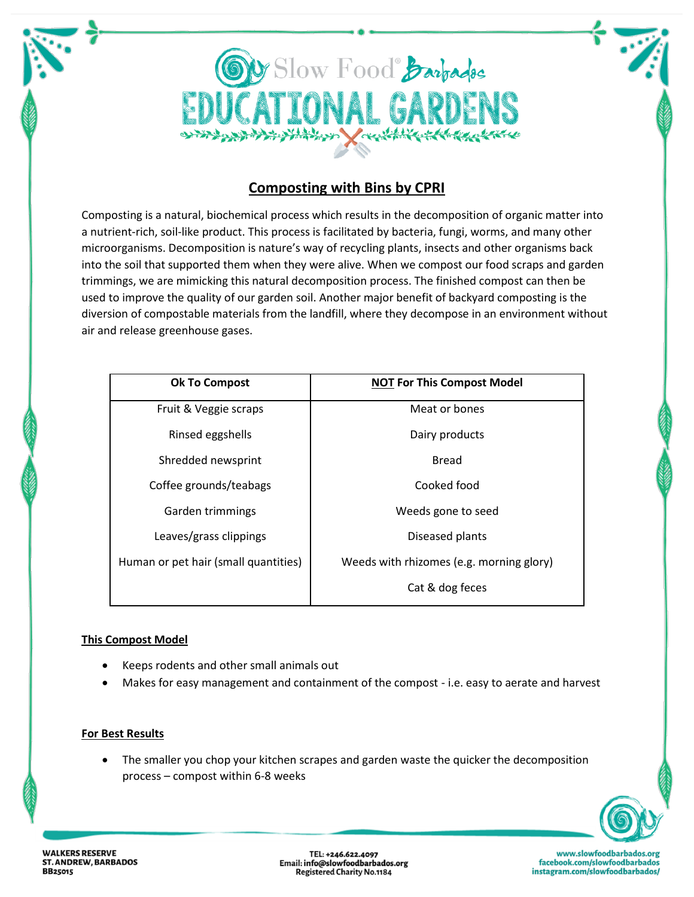# Slow Food Barbados EDUCATIONAL GARDENS

## Composting with Bins by CPRI

Composting is a natural, biochemical process which results in the decomposition of organic matter into a nutrient-rich, soil-like product. This process is facilitated by bacteria, fungi, worms, and many other microorganisms. Decomposition is nature's way of recycling plants, insects and other organisms back into the soil that supported them when they were alive. When we compost our food scraps and garden trimmings, we are mimicking this natural decomposition process. The finished compost can then be used to improve the quality of our garden soil. Another major benefit of backyard composting is the diversion of compostable materials from the landfill, where they decompose in an environment without air and release greenhouse gases.

| Ok To Compost | NOT For This Compost Model |
|---|---|
| Fruit & Veggie scraps | Meat or bones |
| Rinsed eggshells | Dairy products |
| Shredded newsprint | Bread |
| Coffee grounds/teabags | Cooked food |
| Garden trimmings | Weeds gone to seed |
| Leaves/grass clippings | Diseased plants |
| Human or pet hair (small quantities) | Weeds with rhizomes (e.g. morning glory) |
| | Cat & dog feces |

### This Compost Model

- Keeps rodents and other small animals out
- Makes for easy management and containment of the compost - i.e. easy to aerate and harvest

### For Best Results

- The smaller you chop your kitchen scrapes and garden waste the quicker the decomposition process – compost within 6-8 weeks

WALKERS RESERVE
ST. ANDREW, BARBADOS
BB25015

TEL: +246.622.4097
Email: info@slowfoodbarbados.org
Registered Charity No.1184

www.slowfoodbarbados.org
facebook.com/slowfoodbarbados
instagram.com/slowfoodbarbados/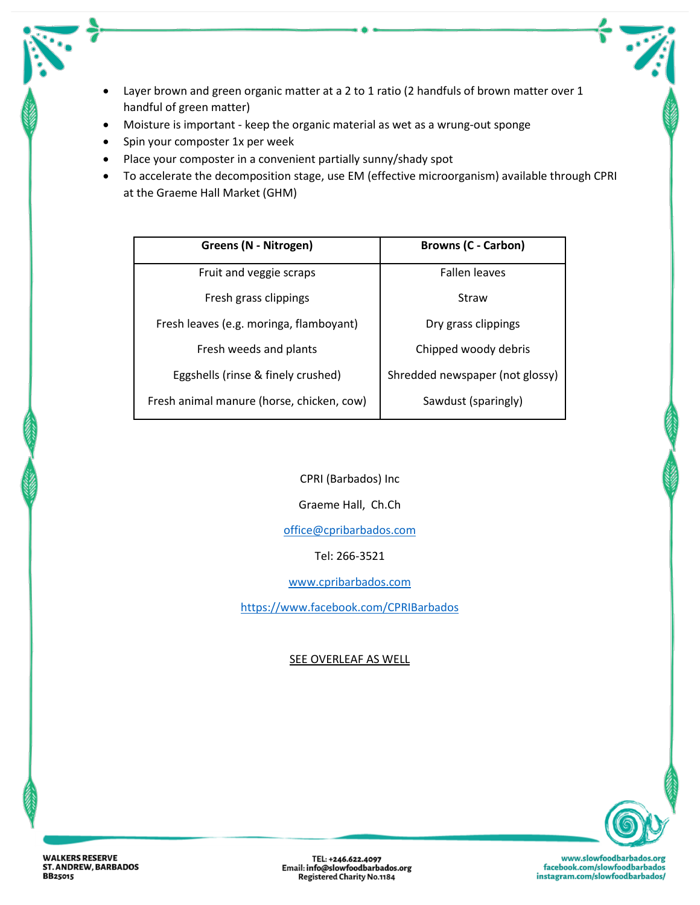- Layer brown and green organic matter at a 2 to 1 ratio (2 handfuls of brown matter over 1 handful of green matter)
- Moisture is important - keep the organic material as wet as a wrung-out sponge
- Spin your composter 1x per week
- Place your composter in a convenient partially sunny/shady spot
- To accelerate the decomposition stage, use EM (effective microorganism) available through CPRI at the Graeme Hall Market (GHM)

| Greens (N - Nitrogen) | Browns (C - Carbon) |
|---|---|
| Fruit and veggie scraps | Fallen leaves |
| Fresh grass clippings | Straw |
| Fresh leaves (e.g. moringa, flamboyant) | Dry grass clippings |
| Fresh weeds and plants | Chipped woody debris |
| Eggshells (rinse & finely crushed) | Shredded newspaper (not glossy) |
| Fresh animal manure (horse, chicken, cow) | Sawdust (sparingly) |

CPRI (Barbados) Inc

Graeme Hall, Ch.Ch

office@cpribarbados.com

Tel: 266-3521

www.cpribarbados.com

https://www.facebook.com/CPRIBarbados

SEE OVERLEAF AS WELL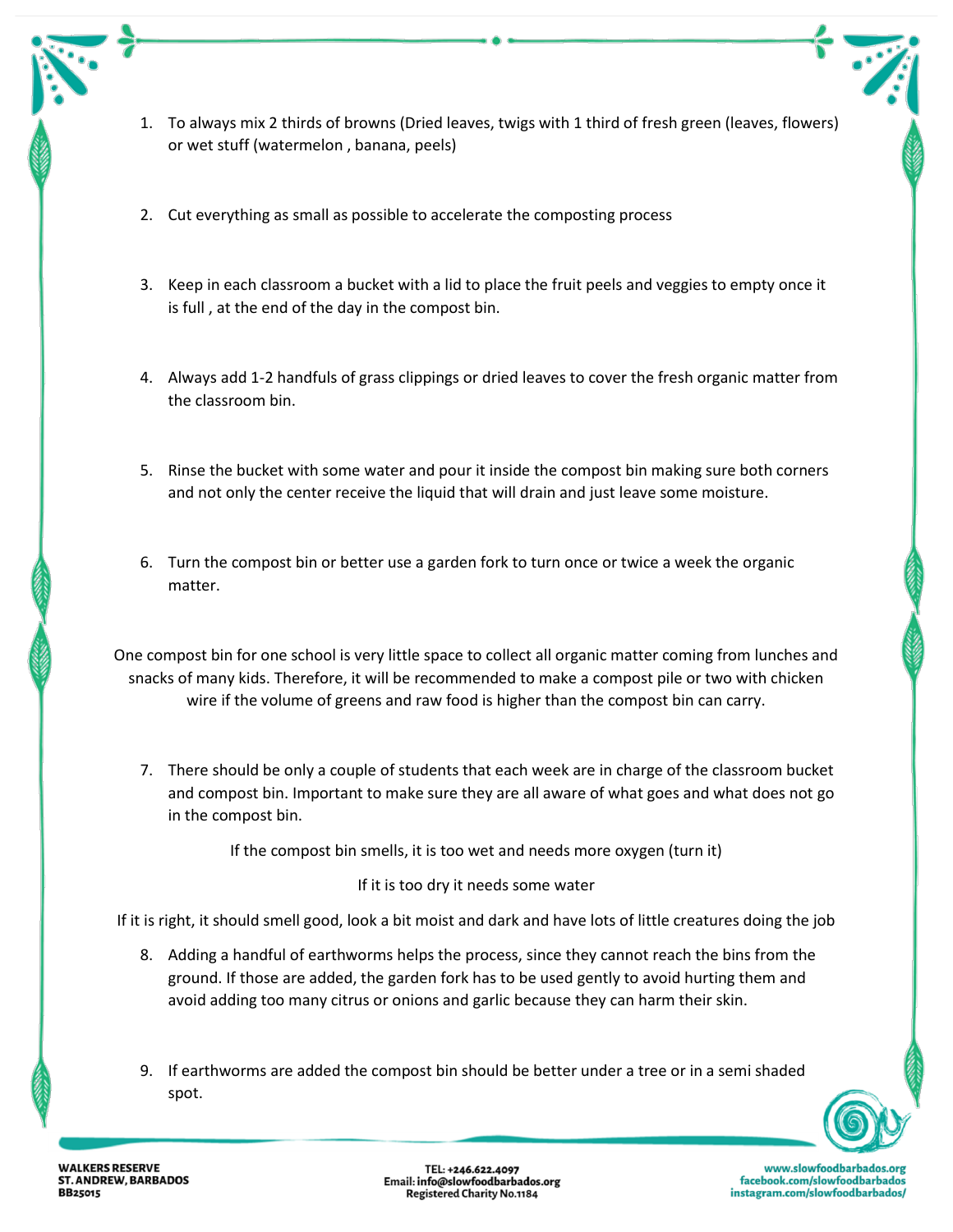1. To always mix 2 thirds of browns (Dried leaves, twigs with 1 third of fresh green (leaves, flowers) or wet stuff (watermelon , banana, peels)

2. Cut everything as small as possible to accelerate the composting process

3. Keep in each classroom a bucket with a lid to place the fruit peels and veggies to empty once it is full , at the end of the day in the compost bin.

4. Always add 1-2 handfuls of grass clippings or dried leaves to cover the fresh organic matter from the classroom bin.

5. Rinse the bucket with some water and pour it inside the compost bin making sure both corners and not only the center receive the liquid that will drain and just leave some moisture.

6. Turn the compost bin or better use a garden fork to turn once or twice a week the organic matter.

One compost bin for one school is very little space to collect all organic matter coming from lunches and snacks of many kids. Therefore, it will be recommended to make a compost pile or two with chicken wire if the volume of greens and raw food is higher than the compost bin can carry.

7. There should be only a couple of students that each week are in charge of the classroom bucket and compost bin. Important to make sure they are all aware of what goes and what does not go in the compost bin.

If the compost bin smells, it is too wet and needs more oxygen (turn it)

If it is too dry it needs some water

If it is right, it should smell good, look a bit moist and dark and have lots of little creatures doing the job

8. Adding a handful of earthworms helps the process, since they cannot reach the bins from the ground. If those are added, the garden fork has to be used gently to avoid hurting them and avoid adding too many citrus or onions and garlic because they can harm their skin.

9. If earthworms are added the compost bin should be better under a tree or in a semi shaded spot.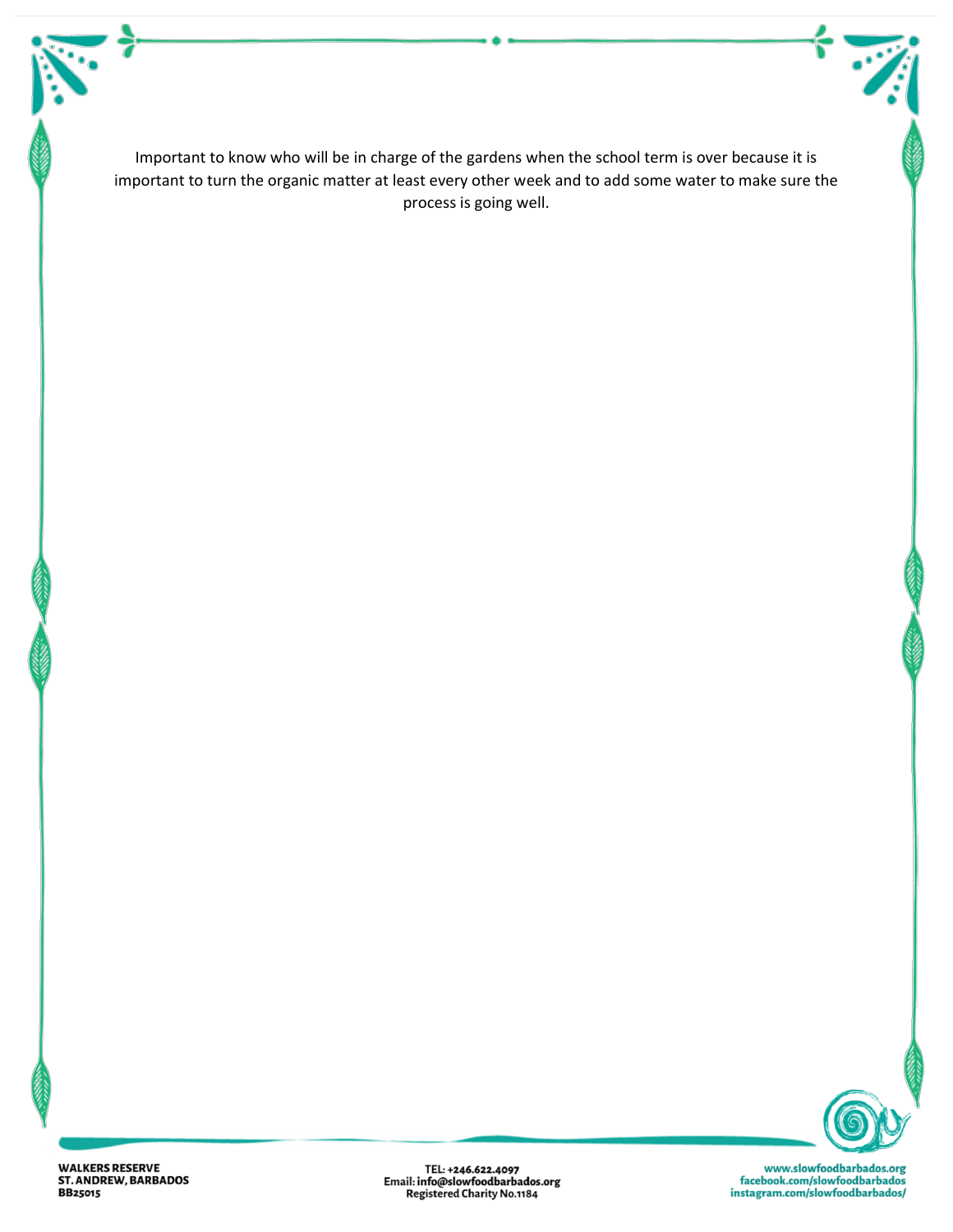Important to know who will be in charge of the gardens when the school term is over because it is important to turn the organic matter at least every other week and to add some water to make sure the process is going well.